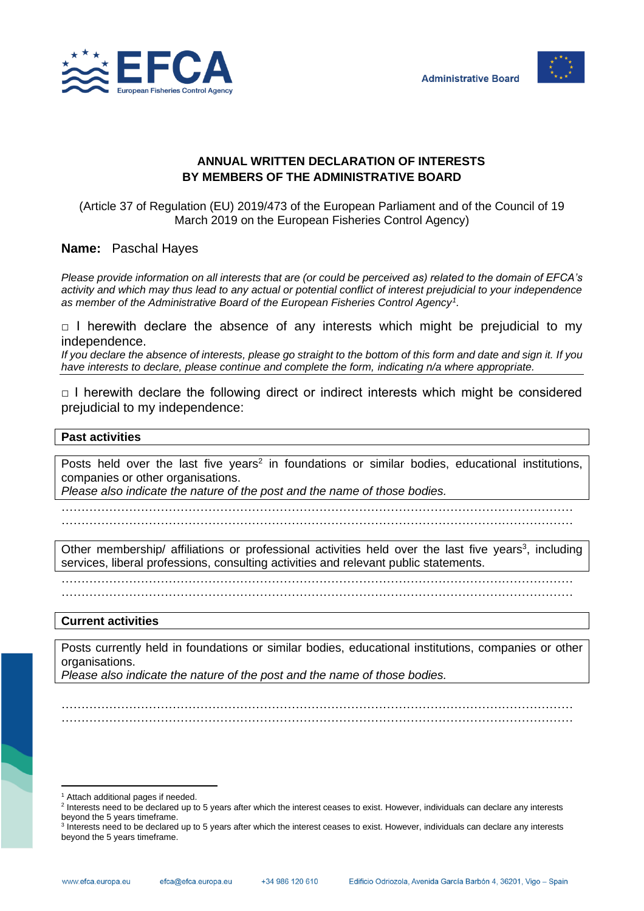# ANNUAL WRITTEN DECLARATION OF INTERESTS BY MEMBERS OF THE ADMINISTRATIVE BOARD

(Article 37 of Regulation (EU) 2019/473 of the European Parliament and of the Council of 19 March 2019 on the European Fisheries Control Agency)

**Name:** Paschal Hayes

*Please provide information on all interests that are (or could be perceived as) related to the domain of EFCA's activity and which may thus lead to any actual or potential conflict of interest prejudicial to your independence as member of the Administrative Board of the European Fisheries Control Agency[1].*

□ I herewith declare the absence of any interests which might be prejudicial to my independence.

*If you declare the absence of interests, please go straight to the bottom of this form and date and sign it. If you have interests to declare, please continue and complete the form, indicating n/a where appropriate.*

□ I herewith declare the following direct or indirect interests which might be considered prejudicial to my independence:

**Past activities**

Posts held over the last five years[2] in foundations or similar bodies, educational institutions, companies or other organisations.
*Please also indicate the nature of the post and the name of those bodies.*

……………………………………………………………………………………………………………
……………………………………………………………………………………………………………

Other membership/ affiliations or professional activities held over the last five years[3], including services, liberal professions, consulting activities and relevant public statements.

……………………………………………………………………………………………………………
……………………………………………………………………………………………………………

**Current activities**

Posts currently held in foundations or similar bodies, educational institutions, companies or other organisations.
*Please also indicate the nature of the post and the name of those bodies.*

……………………………………………………………………………………………………………
……………………………………………………………………………………………………………

[1] Attach additional pages if needed.

[2] Interests need to be declared up to 5 years after which the interest ceases to exist. However, individuals can declare any interests beyond the 5 years timeframe.

[3] Interests need to be declared up to 5 years after which the interest ceases to exist. However, individuals can declare any interests beyond the 5 years timeframe.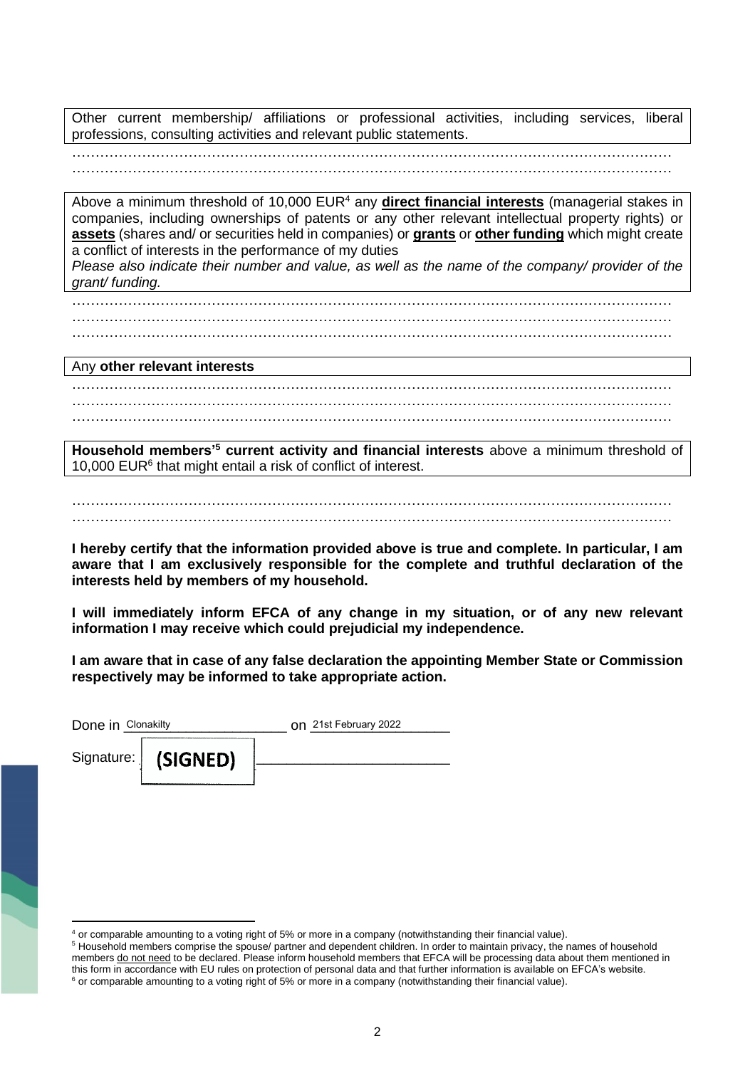Other current membership/ affiliations or professional activities, including services, liberal professions, consulting activities and relevant public statements.

………………………………………………………………………………………………………………
………………………………………………………………………………………………………………

Above a minimum threshold of 10,000 EUR[4] any **direct financial interests** (managerial stakes in companies, including ownerships of patents or any other relevant intellectual property rights) or **assets** (shares and/ or securities held in companies) or **grants** or **other funding** which might create a conflict of interests in the performance of my duties
*Please also indicate their number and value, as well as the name of the company/ provider of the grant/ funding.*

………………………………………………………………………………………………………………
………………………………………………………………………………………………………………
………………………………………………………………………………………………………………

Any **other relevant interests**

………………………………………………………………………………………………………………
………………………………………………………………………………………………………………
………………………………………………………………………………………………………………

**Household members'[5] current activity and financial interests** above a minimum threshold of 10,000 EUR[6] that might entail a risk of conflict of interest.

………………………………………………………………………………………………………………
………………………………………………………………………………………………………………

**I hereby certify that the information provided above is true and complete. In particular, I am aware that I am exclusively responsible for the complete and truthful declaration of the interests held by members of my household.**

**I will immediately inform EFCA of any change in my situation, or of any new relevant information I may receive which could prejudicial my independence.**

**I am aware that in case of any false declaration the appointing Member State or Commission respectively may be informed to take appropriate action.**

Done in Clonakilty on 21st February 2022

Signature: (SIGNED)

---

[4] or comparable amounting to a voting right of 5% or more in a company (notwithstanding their financial value).

[5] Household members comprise the spouse/ partner and dependent children. In order to maintain privacy, the names of household members do not need to be declared. Please inform household members that EFCA will be processing data about them mentioned in this form in accordance with EU rules on protection of personal data and that further information is available on EFCA's website.

[6] or comparable amounting to a voting right of 5% or more in a company (notwithstanding their financial value).